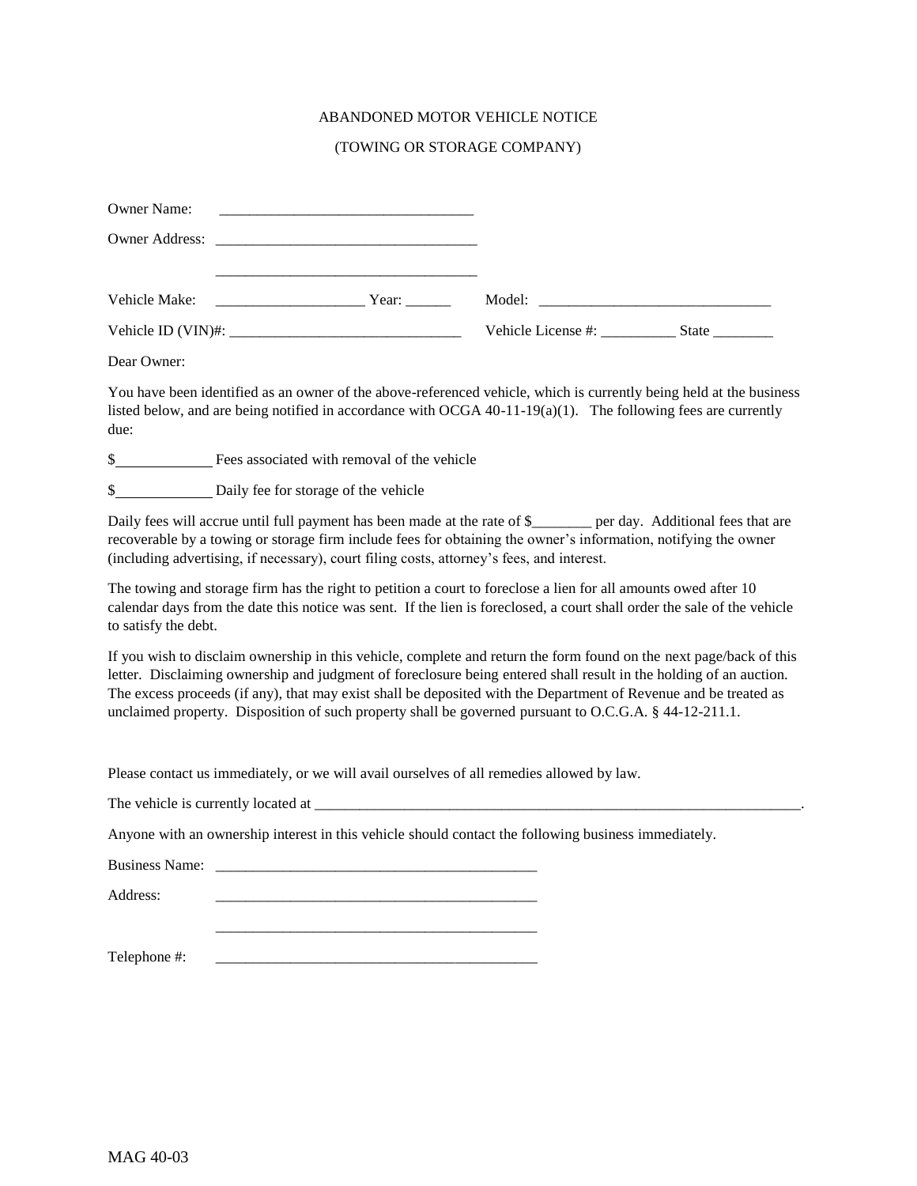ABANDONED MOTOR VEHICLE NOTICE

(TOWING OR STORAGE COMPANY)

Owner Name: ________________________________

Owner Address: __________________________________

__________________________________

Vehicle Make: ____________________ Year: ______ Model: ______________________________

Vehicle ID (VIN)#: ______________________________ Vehicle License #: __________ State ________

Dear Owner:

You have been identified as an owner of the above-referenced vehicle, which is currently being held at the business listed below, and are being notified in accordance with OCGA 40-11-19(a)(1). The following fees are currently due:

$____________ Fees associated with removal of the vehicle

$____________ Daily fee for storage of the vehicle

Daily fees will accrue until full payment has been made at the rate of $________ per day. Additional fees that are recoverable by a towing or storage firm include fees for obtaining the owner's information, notifying the owner (including advertising, if necessary), court filing costs, attorney's fees, and interest.

The towing and storage firm has the right to petition a court to foreclose a lien for all amounts owed after 10 calendar days from the date this notice was sent. If the lien is foreclosed, a court shall order the sale of the vehicle to satisfy the debt.

If you wish to disclaim ownership in this vehicle, complete and return the form found on the next page/back of this letter. Disclaiming ownership and judgment of foreclosure being entered shall result in the holding of an auction. The excess proceeds (if any), that may exist shall be deposited with the Department of Revenue and be treated as unclaimed property. Disposition of such property shall be governed pursuant to O.C.G.A. § 44-12-211.1.

Please contact us immediately, or we will avail ourselves of all remedies allowed by law.

The vehicle is currently located at ____________________________________________________________________.

Anyone with an ownership interest in this vehicle should contact the following business immediately.

Business Name: ________________________________________

Address: ________________________________________

________________________________________

Telephone #: ________________________________________

MAG 40-03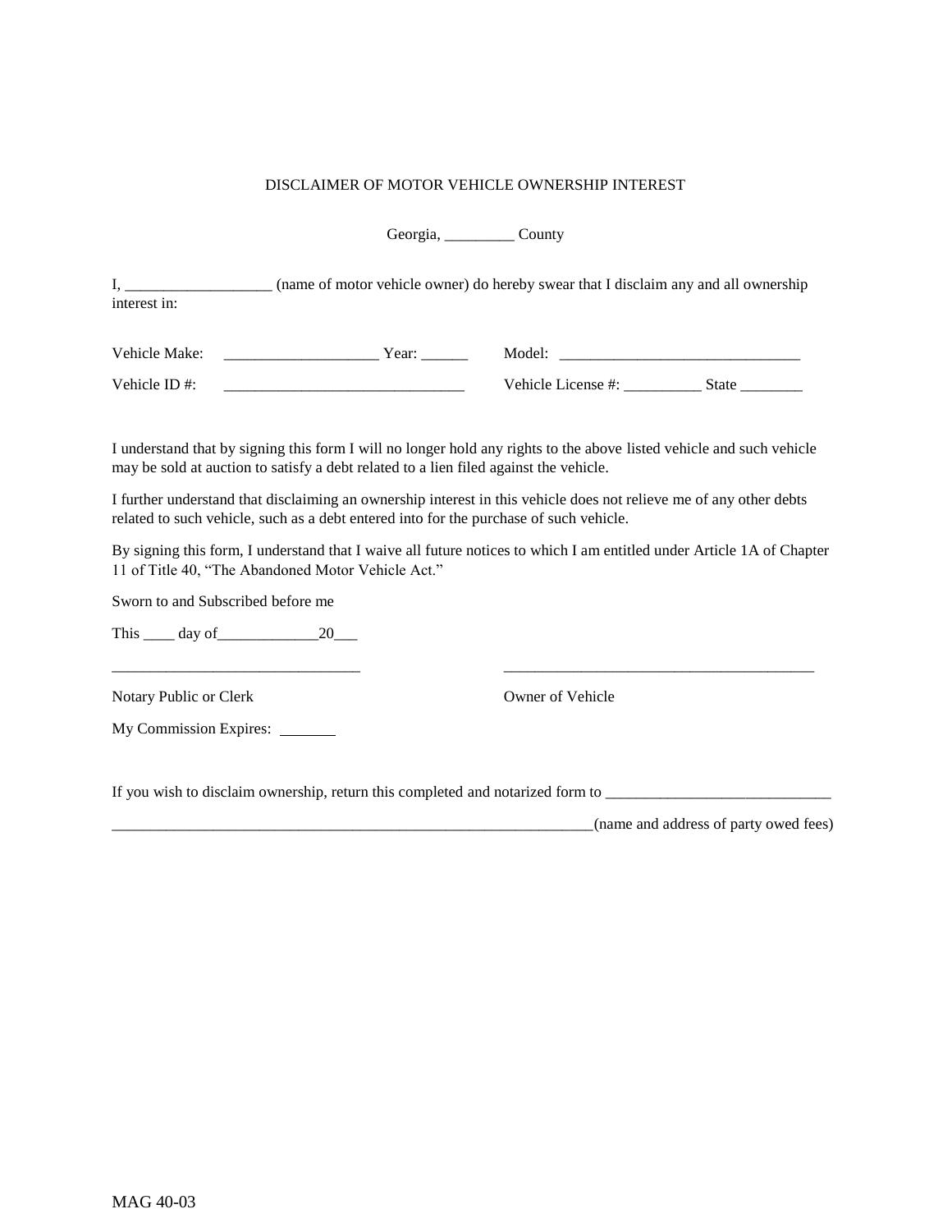# DISCLAIMER OF MOTOR VEHICLE OWNERSHIP INTEREST

Georgia, _________ County

I, ___________________ (name of motor vehicle owner) do hereby swear that I disclaim any and all ownership interest in:

Vehicle Make: ____________________ Year: ______ Model: _______________________________

Vehicle ID #: _______________________________ Vehicle License #: __________ State ________

I understand that by signing this form I will no longer hold any rights to the above listed vehicle and such vehicle may be sold at auction to satisfy a debt related to a lien filed against the vehicle.

I further understand that disclaiming an ownership interest in this vehicle does not relieve me of any other debts related to such vehicle, such as a debt entered into for the purchase of such vehicle.

By signing this form, I understand that I waive all future notices to which I am entitled under Article 1A of Chapter 11 of Title 40, "The Abandoned Motor Vehicle Act."

Sworn to and Subscribed before me

This ____ day of_____________20___

_______________________________ _________________________________________

Notary Public or Clerk Owner of Vehicle

My Commission Expires: _______

If you wish to disclaim ownership, return this completed and notarized form to _____________________________

________________________________________________________________(name and address of party owed fees)

MAG 40-03